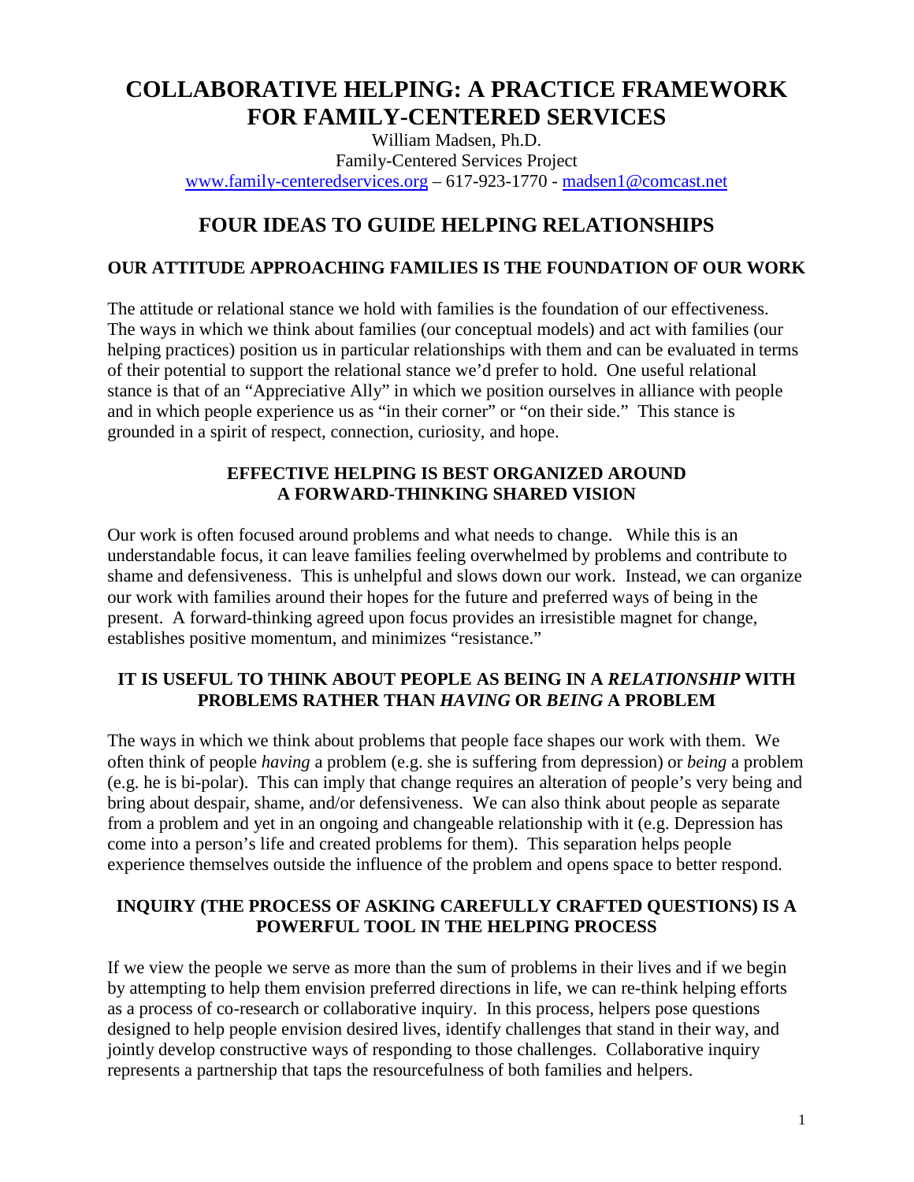# COLLABORATIVE HELPING: A PRACTICE FRAMEWORK FOR FAMILY-CENTERED SERVICES

William Madsen, Ph.D.
Family-Centered Services Project
www.family-centeredservices.org – 617-923-1770 - madsen1@comcast.net

## FOUR IDEAS TO GUIDE HELPING RELATIONSHIPS

### OUR ATTITUDE APPROACHING FAMILIES IS THE FOUNDATION OF OUR WORK

The attitude or relational stance we hold with families is the foundation of our effectiveness. The ways in which we think about families (our conceptual models) and act with families (our helping practices) position us in particular relationships with them and can be evaluated in terms of their potential to support the relational stance we'd prefer to hold. One useful relational stance is that of an "Appreciative Ally" in which we position ourselves in alliance with people and in which people experience us as "in their corner" or "on their side." This stance is grounded in a spirit of respect, connection, curiosity, and hope.

### EFFECTIVE HELPING IS BEST ORGANIZED AROUND A FORWARD-THINKING SHARED VISION

Our work is often focused around problems and what needs to change. While this is an understandable focus, it can leave families feeling overwhelmed by problems and contribute to shame and defensiveness. This is unhelpful and slows down our work. Instead, we can organize our work with families around their hopes for the future and preferred ways of being in the present. A forward-thinking agreed upon focus provides an irresistible magnet for change, establishes positive momentum, and minimizes "resistance."

### IT IS USEFUL TO THINK ABOUT PEOPLE AS BEING IN A *RELATIONSHIP* WITH PROBLEMS RATHER THAN *HAVING* OR *BEING* A PROBLEM

The ways in which we think about problems that people face shapes our work with them. We often think of people *having* a problem (e.g. she is suffering from depression) or *being* a problem (e.g. he is bi-polar). This can imply that change requires an alteration of people's very being and bring about despair, shame, and/or defensiveness. We can also think about people as separate from a problem and yet in an ongoing and changeable relationship with it (e.g. Depression has come into a person's life and created problems for them). This separation helps people experience themselves outside the influence of the problem and opens space to better respond.

### INQUIRY (THE PROCESS OF ASKING CAREFULLY CRAFTED QUESTIONS) IS A POWERFUL TOOL IN THE HELPING PROCESS

If we view the people we serve as more than the sum of problems in their lives and if we begin by attempting to help them envision preferred directions in life, we can re-think helping efforts as a process of co-research or collaborative inquiry. In this process, helpers pose questions designed to help people envision desired lives, identify challenges that stand in their way, and jointly develop constructive ways of responding to those challenges. Collaborative inquiry represents a partnership that taps the resourcefulness of both families and helpers.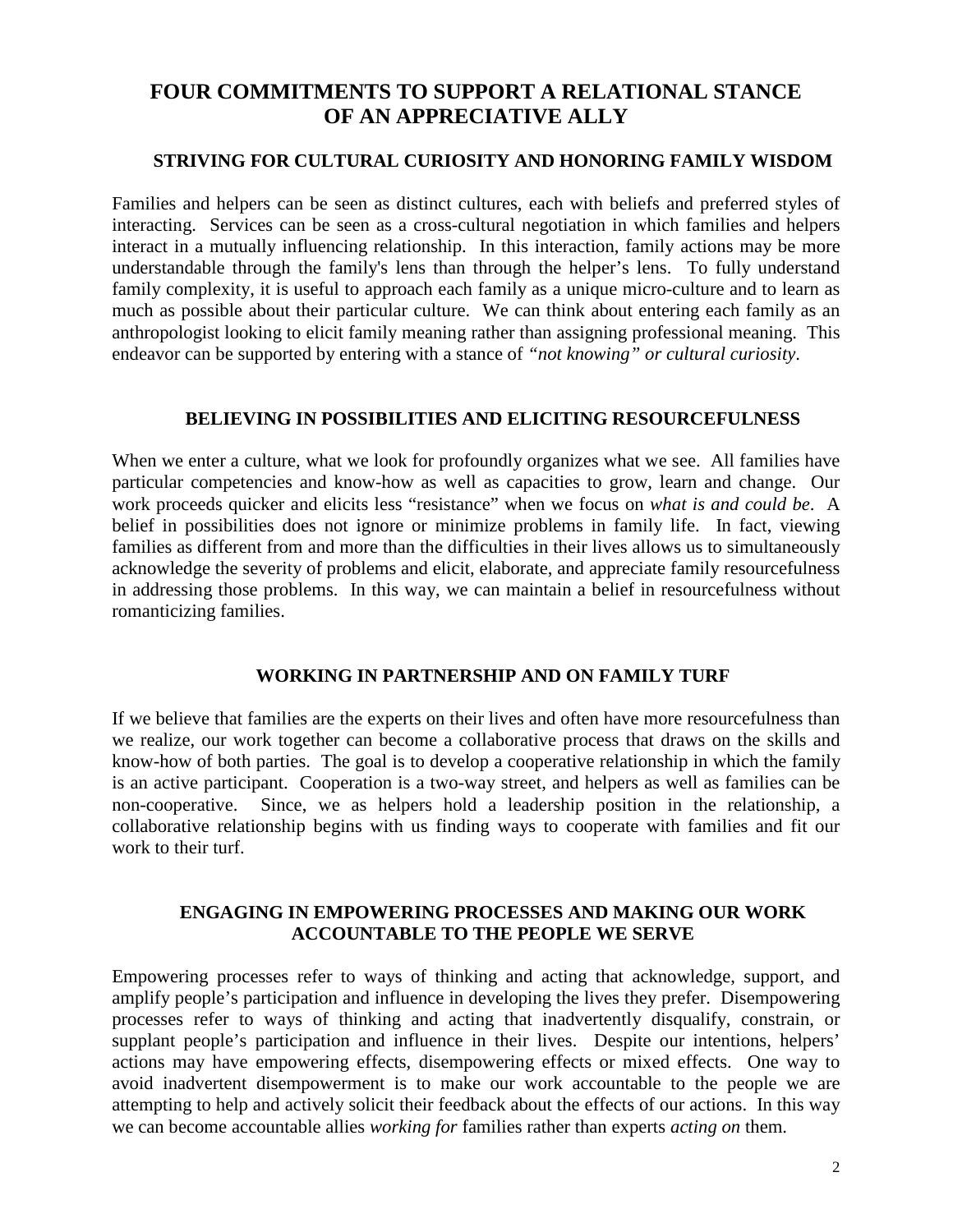# FOUR COMMITMENTS TO SUPPORT A RELATIONAL STANCE OF AN APPRECIATIVE ALLY

## STRIVING FOR CULTURAL CURIOSITY AND HONORING FAMILY WISDOM

Families and helpers can be seen as distinct cultures, each with beliefs and preferred styles of interacting. Services can be seen as a cross-cultural negotiation in which families and helpers interact in a mutually influencing relationship. In this interaction, family actions may be more understandable through the family's lens than through the helper's lens. To fully understand family complexity, it is useful to approach each family as a unique micro-culture and to learn as much as possible about their particular culture. We can think about entering each family as an anthropologist looking to elicit family meaning rather than assigning professional meaning. This endeavor can be supported by entering with a stance of *"not knowing" or cultural curiosity*.

## BELIEVING IN POSSIBILITIES AND ELICITING RESOURCEFULNESS

When we enter a culture, what we look for profoundly organizes what we see. All families have particular competencies and know-how as well as capacities to grow, learn and change. Our work proceeds quicker and elicits less "resistance" when we focus on *what is and could be*. A belief in possibilities does not ignore or minimize problems in family life. In fact, viewing families as different from and more than the difficulties in their lives allows us to simultaneously acknowledge the severity of problems and elicit, elaborate, and appreciate family resourcefulness in addressing those problems. In this way, we can maintain a belief in resourcefulness without romanticizing families.

## WORKING IN PARTNERSHIP AND ON FAMILY TURF

If we believe that families are the experts on their lives and often have more resourcefulness than we realize, our work together can become a collaborative process that draws on the skills and know-how of both parties. The goal is to develop a cooperative relationship in which the family is an active participant. Cooperation is a two-way street, and helpers as well as families can be non-cooperative. Since, we as helpers hold a leadership position in the relationship, a collaborative relationship begins with us finding ways to cooperate with families and fit our work to their turf.

## ENGAGING IN EMPOWERING PROCESSES AND MAKING OUR WORK ACCOUNTABLE TO THE PEOPLE WE SERVE

Empowering processes refer to ways of thinking and acting that acknowledge, support, and amplify people's participation and influence in developing the lives they prefer. Disempowering processes refer to ways of thinking and acting that inadvertently disqualify, constrain, or supplant people's participation and influence in their lives. Despite our intentions, helpers' actions may have empowering effects, disempowering effects or mixed effects. One way to avoid inadvertent disempowerment is to make our work accountable to the people we are attempting to help and actively solicit their feedback about the effects of our actions. In this way we can become accountable allies *working for* families rather than experts *acting on* them.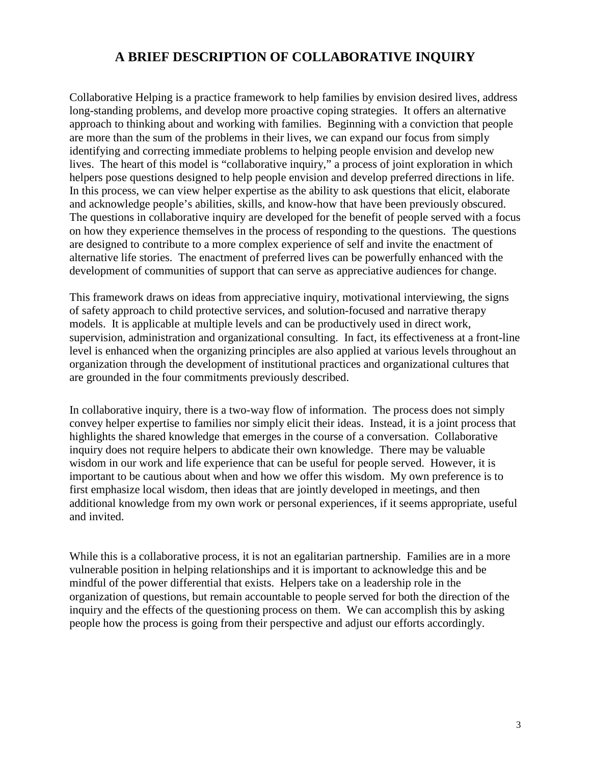# A BRIEF DESCRIPTION OF COLLABORATIVE INQUIRY

Collaborative Helping is a practice framework to help families by envision desired lives, address long-standing problems, and develop more proactive coping strategies. It offers an alternative approach to thinking about and working with families. Beginning with a conviction that people are more than the sum of the problems in their lives, we can expand our focus from simply identifying and correcting immediate problems to helping people envision and develop new lives. The heart of this model is "collaborative inquiry," a process of joint exploration in which helpers pose questions designed to help people envision and develop preferred directions in life. In this process, we can view helper expertise as the ability to ask questions that elicit, elaborate and acknowledge people's abilities, skills, and know-how that have been previously obscured. The questions in collaborative inquiry are developed for the benefit of people served with a focus on how they experience themselves in the process of responding to the questions. The questions are designed to contribute to a more complex experience of self and invite the enactment of alternative life stories. The enactment of preferred lives can be powerfully enhanced with the development of communities of support that can serve as appreciative audiences for change.

This framework draws on ideas from appreciative inquiry, motivational interviewing, the signs of safety approach to child protective services, and solution-focused and narrative therapy models. It is applicable at multiple levels and can be productively used in direct work, supervision, administration and organizational consulting. In fact, its effectiveness at a front-line level is enhanced when the organizing principles are also applied at various levels throughout an organization through the development of institutional practices and organizational cultures that are grounded in the four commitments previously described.

In collaborative inquiry, there is a two-way flow of information. The process does not simply convey helper expertise to families nor simply elicit their ideas. Instead, it is a joint process that highlights the shared knowledge that emerges in the course of a conversation. Collaborative inquiry does not require helpers to abdicate their own knowledge. There may be valuable wisdom in our work and life experience that can be useful for people served. However, it is important to be cautious about when and how we offer this wisdom. My own preference is to first emphasize local wisdom, then ideas that are jointly developed in meetings, and then additional knowledge from my own work or personal experiences, if it seems appropriate, useful and invited.

While this is a collaborative process, it is not an egalitarian partnership. Families are in a more vulnerable position in helping relationships and it is important to acknowledge this and be mindful of the power differential that exists. Helpers take on a leadership role in the organization of questions, but remain accountable to people served for both the direction of the inquiry and the effects of the questioning process on them. We can accomplish this by asking people how the process is going from their perspective and adjust our efforts accordingly.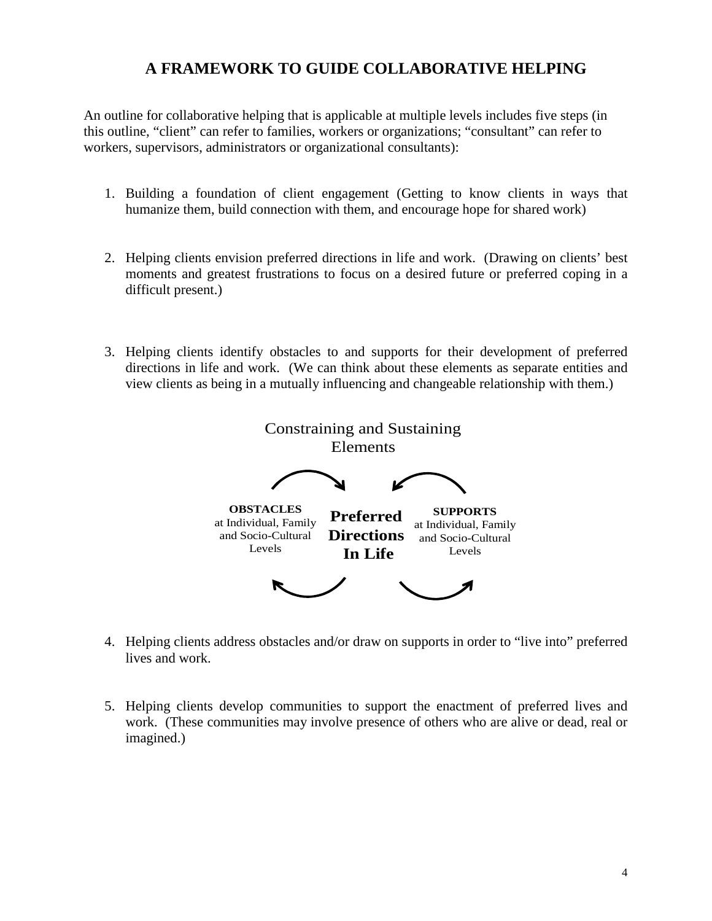# A FRAMEWORK TO GUIDE COLLABORATIVE HELPING

An outline for collaborative helping that is applicable at multiple levels includes five steps (in this outline, "client" can refer to families, workers or organizations; "consultant" can refer to workers, supervisors, administrators or organizational consultants):

1. Building a foundation of client engagement (Getting to know clients in ways that humanize them, build connection with them, and encourage hope for shared work)

2. Helping clients envision preferred directions in life and work. (Drawing on clients' best moments and greatest frustrations to focus on a desired future or preferred coping in a difficult present.)

3. Helping clients identify obstacles to and supports for their development of preferred directions in life and work. (We can think about these elements as separate entities and view clients as being in a mutually influencing and changeable relationship with them.)

Constraining and Sustaining Elements

**OBSTACLES** at Individual, Family and Socio-Cultural Levels

**Preferred Directions In Life**

**SUPPORTS** at Individual, Family and Socio-Cultural Levels

4. Helping clients address obstacles and/or draw on supports in order to "live into" preferred lives and work.

5. Helping clients develop communities to support the enactment of preferred lives and work. (These communities may involve presence of others who are alive or dead, real or imagined.)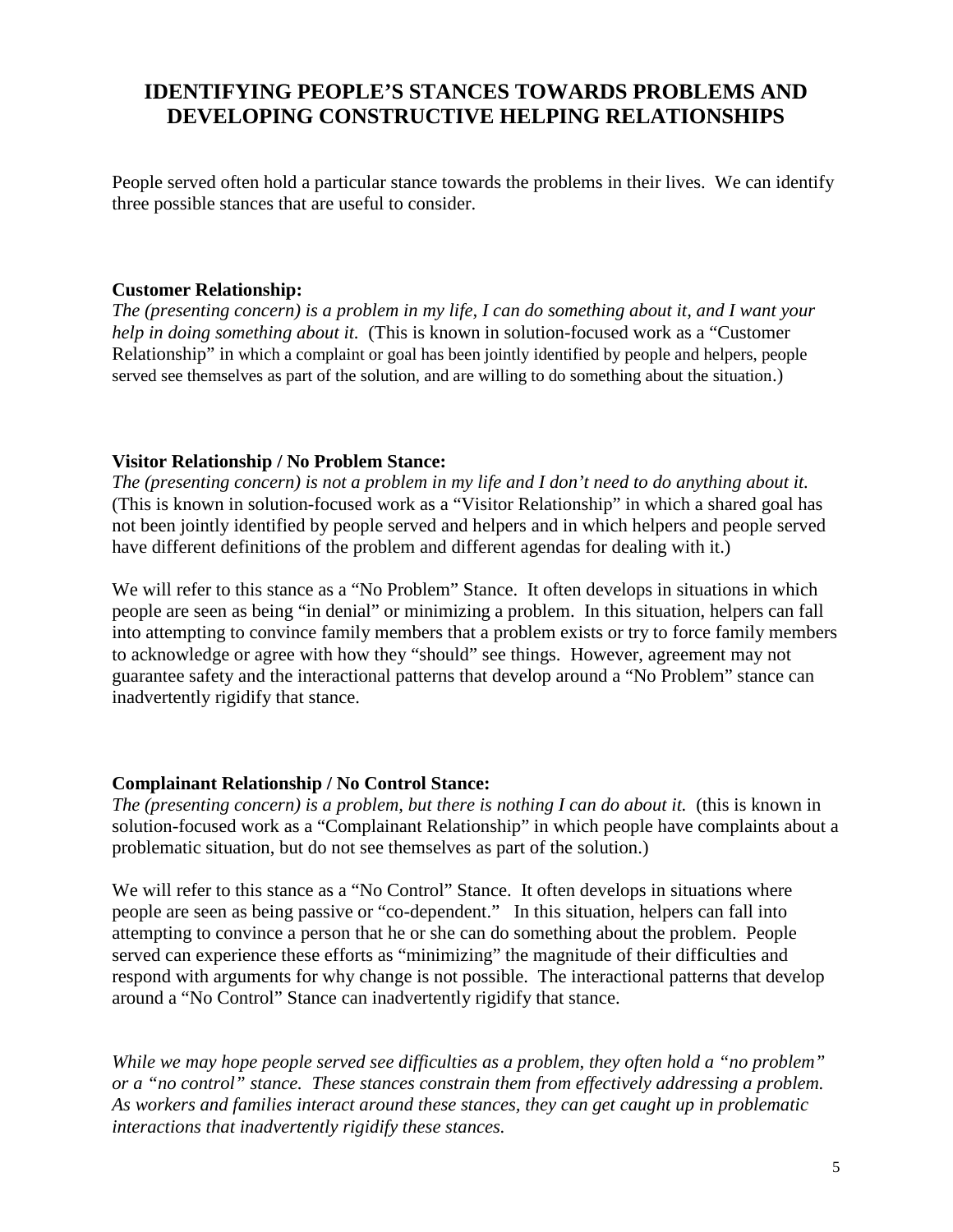# IDENTIFYING PEOPLE'S STANCES TOWARDS PROBLEMS AND DEVELOPING CONSTRUCTIVE HELPING RELATIONSHIPS

People served often hold a particular stance towards the problems in their lives. We can identify three possible stances that are useful to consider.

**Customer Relationship:**
*The (presenting concern) is a problem in my life, I can do something about it, and I want your help in doing something about it.* (This is known in solution-focused work as a "Customer Relationship" in which a complaint or goal has been jointly identified by people and helpers, people served see themselves as part of the solution, and are willing to do something about the situation.)

**Visitor Relationship / No Problem Stance:**
*The (presenting concern) is not a problem in my life and I don't need to do anything about it.* (This is known in solution-focused work as a "Visitor Relationship" in which a shared goal has not been jointly identified by people served and helpers and in which helpers and people served have different definitions of the problem and different agendas for dealing with it.)

We will refer to this stance as a "No Problem" Stance. It often develops in situations in which people are seen as being "in denial" or minimizing a problem. In this situation, helpers can fall into attempting to convince family members that a problem exists or try to force family members to acknowledge or agree with how they "should" see things. However, agreement may not guarantee safety and the interactional patterns that develop around a "No Problem" stance can inadvertently rigidify that stance.

**Complainant Relationship / No Control Stance:**
*The (presenting concern) is a problem, but there is nothing I can do about it.* (this is known in solution-focused work as a "Complainant Relationship" in which people have complaints about a problematic situation, but do not see themselves as part of the solution.)

We will refer to this stance as a "No Control" Stance. It often develops in situations where people are seen as being passive or "co-dependent." In this situation, helpers can fall into attempting to convince a person that he or she can do something about the problem. People served can experience these efforts as "minimizing" the magnitude of their difficulties and respond with arguments for why change is not possible. The interactional patterns that develop around a "No Control" Stance can inadvertently rigidify that stance.

*While we may hope people served see difficulties as a problem, they often hold a "no problem" or a "no control" stance. These stances constrain them from effectively addressing a problem. As workers and families interact around these stances, they can get caught up in problematic interactions that inadvertently rigidify these stances.*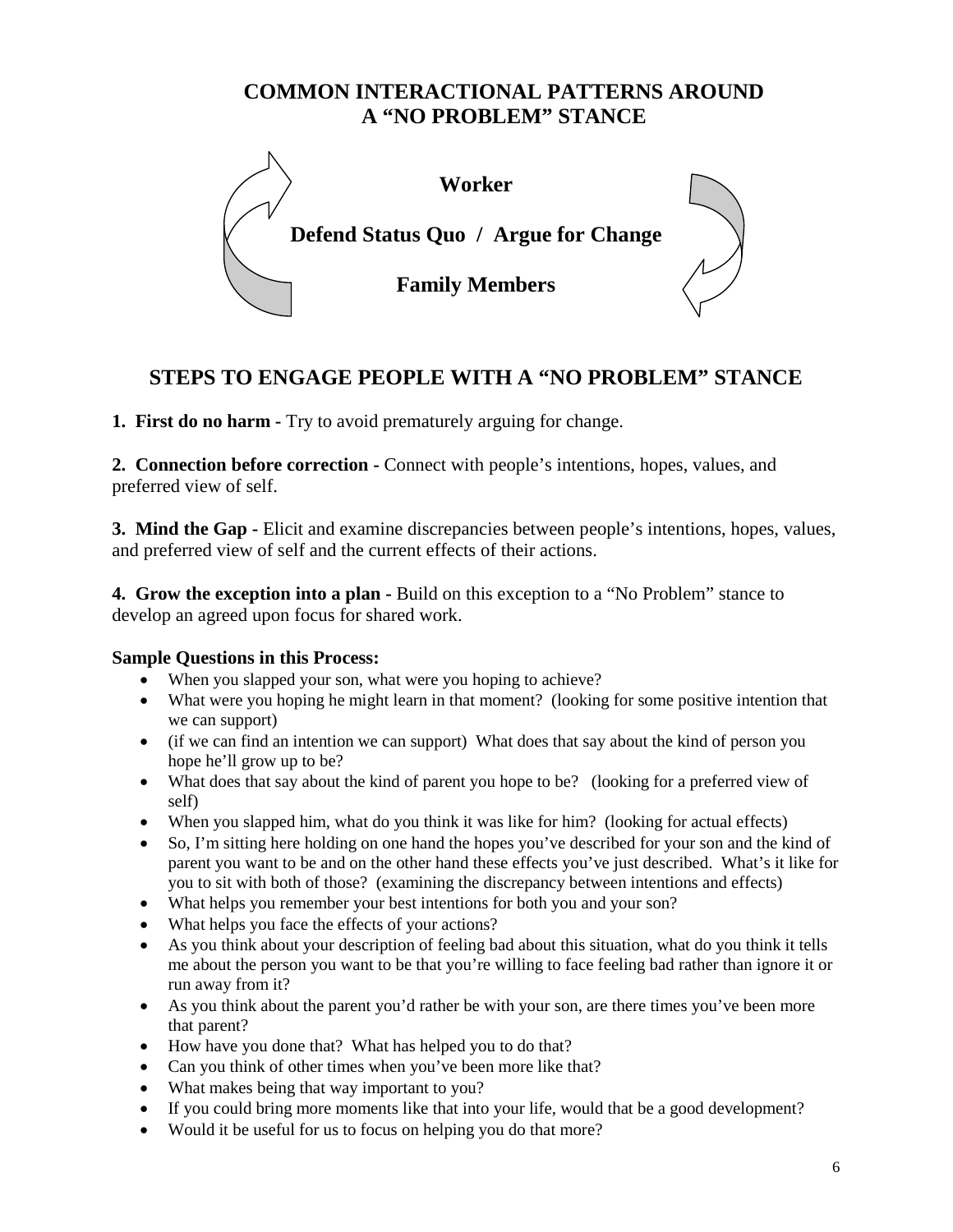# COMMON INTERACTIONAL PATTERNS AROUND A "NO PROBLEM" STANCE

**Worker**

**Defend Status Quo / Argue for Change**

**Family Members**

# STEPS TO ENGAGE PEOPLE WITH A "NO PROBLEM" STANCE

**1. First do no harm** - Try to avoid prematurely arguing for change.

**2. Connection before correction** - Connect with people's intentions, hopes, values, and preferred view of self.

**3. Mind the Gap** - Elicit and examine discrepancies between people's intentions, hopes, values, and preferred view of self and the current effects of their actions.

**4. Grow the exception into a plan** - Build on this exception to a "No Problem" stance to develop an agreed upon focus for shared work.

**Sample Questions in this Process:**

- When you slapped your son, what were you hoping to achieve?
- What were you hoping he might learn in that moment? (looking for some positive intention that we can support)
- (if we can find an intention we can support) What does that say about the kind of person you hope he'll grow up to be?
- What does that say about the kind of parent you hope to be? (looking for a preferred view of self)
- When you slapped him, what do you think it was like for him? (looking for actual effects)
- So, I'm sitting here holding on one hand the hopes you've described for your son and the kind of parent you want to be and on the other hand these effects you've just described. What's it like for you to sit with both of those? (examining the discrepancy between intentions and effects)
- What helps you remember your best intentions for both you and your son?
- What helps you face the effects of your actions?
- As you think about your description of feeling bad about this situation, what do you think it tells me about the person you want to be that you're willing to face feeling bad rather than ignore it or run away from it?
- As you think about the parent you'd rather be with your son, are there times you've been more that parent?
- How have you done that? What has helped you to do that?
- Can you think of other times when you've been more like that?
- What makes being that way important to you?
- If you could bring more moments like that into your life, would that be a good development?
- Would it be useful for us to focus on helping you do that more?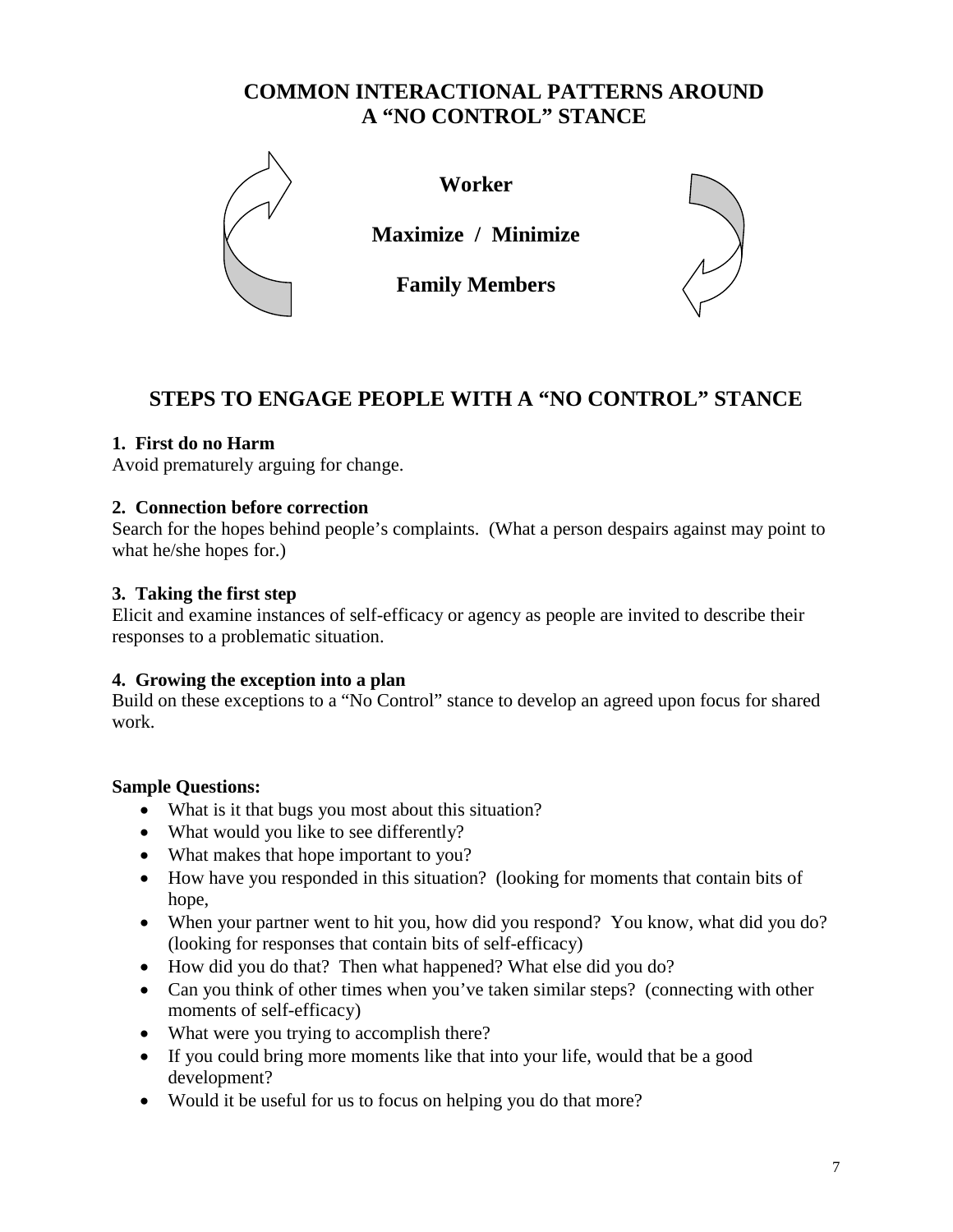# COMMON INTERACTIONAL PATTERNS AROUND A "NO CONTROL" STANCE

**Worker**

**Maximize / Minimize**

**Family Members**

# STEPS TO ENGAGE PEOPLE WITH A "NO CONTROL" STANCE

**1. First do no Harm**
Avoid prematurely arguing for change.

**2. Connection before correction**
Search for the hopes behind people's complaints. (What a person despairs against may point to what he/she hopes for.)

**3. Taking the first step**
Elicit and examine instances of self-efficacy or agency as people are invited to describe their responses to a problematic situation.

**4. Growing the exception into a plan**
Build on these exceptions to a "No Control" stance to develop an agreed upon focus for shared work.

**Sample Questions:**

- What is it that bugs you most about this situation?
- What would you like to see differently?
- What makes that hope important to you?
- How have you responded in this situation? (looking for moments that contain bits of hope,
- When your partner went to hit you, how did you respond? You know, what did you do? (looking for responses that contain bits of self-efficacy)
- How did you do that? Then what happened? What else did you do?
- Can you think of other times when you've taken similar steps? (connecting with other moments of self-efficacy)
- What were you trying to accomplish there?
- If you could bring more moments like that into your life, would that be a good development?
- Would it be useful for us to focus on helping you do that more?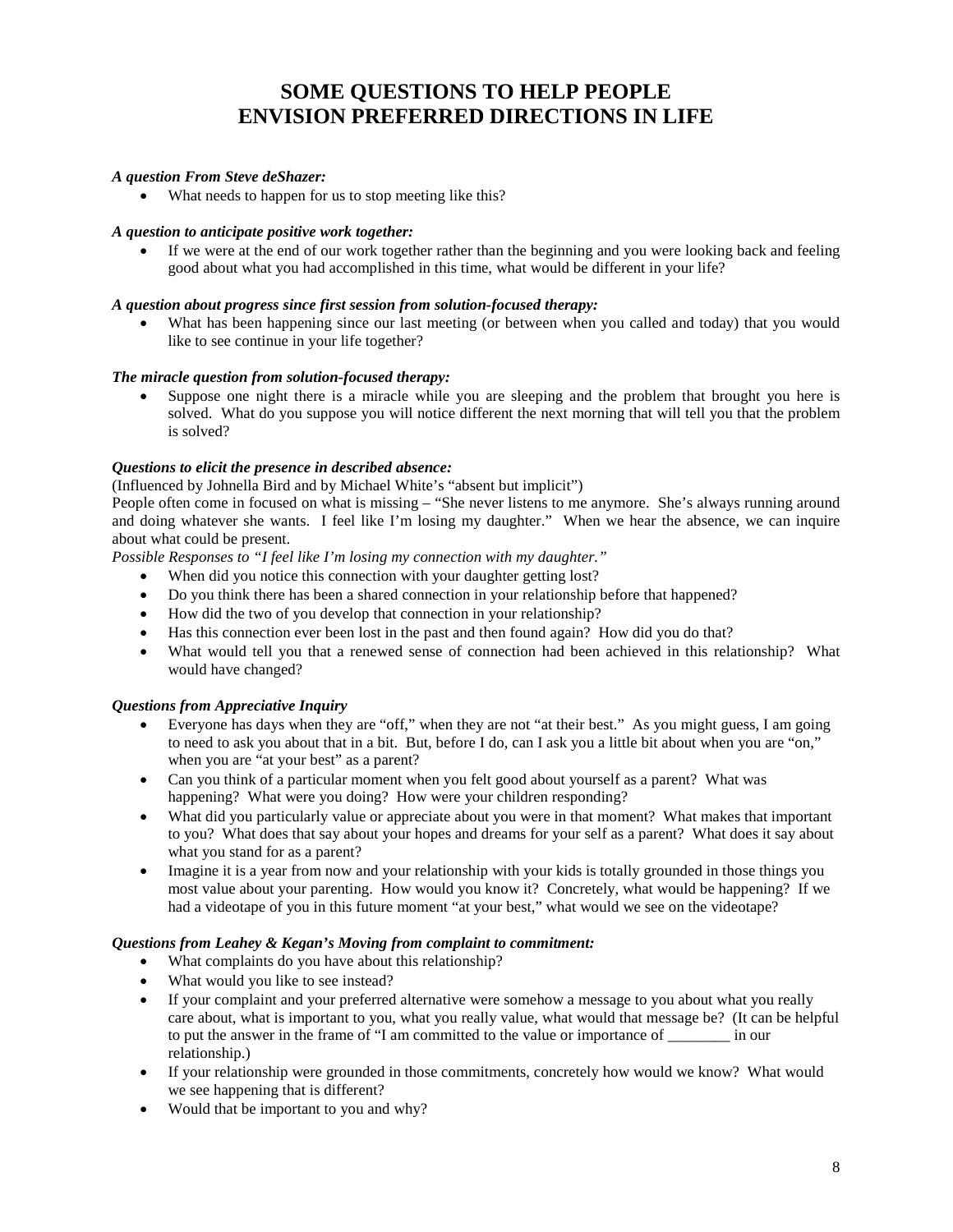# SOME QUESTIONS TO HELP PEOPLE ENVISION PREFERRED DIRECTIONS IN LIFE

***A question From Steve deShazer:***

- What needs to happen for us to stop meeting like this?

***A question to anticipate positive work together:***

- If we were at the end of our work together rather than the beginning and you were looking back and feeling good about what you had accomplished in this time, what would be different in your life?

***A question about progress since first session from solution-focused therapy:***

- What has been happening since our last meeting (or between when you called and today) that you would like to see continue in your life together?

***The miracle question from solution-focused therapy:***

- Suppose one night there is a miracle while you are sleeping and the problem that brought you here is solved. What do you suppose you will notice different the next morning that will tell you that the problem is solved?

***Questions to elicit the presence in described absence:***

(Influenced by Johnella Bird and by Michael White's "absent but implicit")

People often come in focused on what is missing – "She never listens to me anymore. She's always running around and doing whatever she wants. I feel like I'm losing my daughter." When we hear the absence, we can inquire about what could be present.

*Possible Responses to "I feel like I'm losing my connection with my daughter."*

- When did you notice this connection with your daughter getting lost?
- Do you think there has been a shared connection in your relationship before that happened?
- How did the two of you develop that connection in your relationship?
- Has this connection ever been lost in the past and then found again? How did you do that?
- What would tell you that a renewed sense of connection had been achieved in this relationship? What would have changed?

***Questions from Appreciative Inquiry***

- Everyone has days when they are "off," when they are not "at their best." As you might guess, I am going to need to ask you about that in a bit. But, before I do, can I ask you a little bit about when you are "on," when you are "at your best" as a parent?
- Can you think of a particular moment when you felt good about yourself as a parent? What was happening? What were you doing? How were your children responding?
- What did you particularly value or appreciate about you were in that moment? What makes that important to you? What does that say about your hopes and dreams for your self as a parent? What does it say about what you stand for as a parent?
- Imagine it is a year from now and your relationship with your kids is totally grounded in those things you most value about your parenting. How would you know it? Concretely, what would be happening? If we had a videotape of you in this future moment "at your best," what would we see on the videotape?

***Questions from Leahey & Kegan's Moving from complaint to commitment:***

- What complaints do you have about this relationship?
- What would you like to see instead?
- If your complaint and your preferred alternative were somehow a message to you about what you really care about, what is important to you, what you really value, what would that message be? (It can be helpful to put the answer in the frame of "I am committed to the value or importance of ________ in our relationship.)
- If your relationship were grounded in those commitments, concretely how would we know? What would we see happening that is different?
- Would that be important to you and why?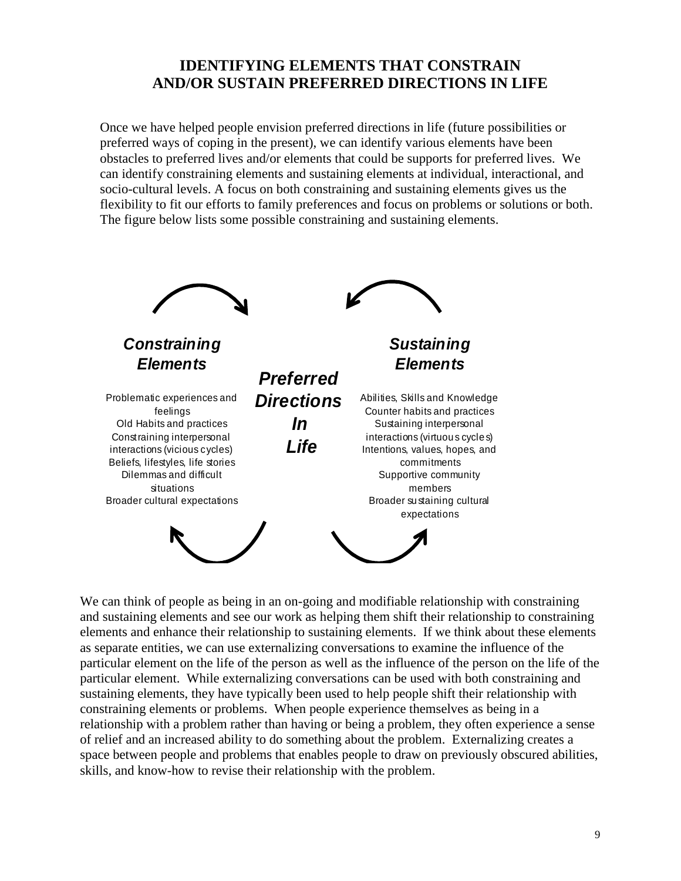# IDENTIFYING ELEMENTS THAT CONSTRAIN AND/OR SUSTAIN PREFERRED DIRECTIONS IN LIFE

Once we have helped people envision preferred directions in life (future possibilities or preferred ways of coping in the present), we can identify various elements have been obstacles to preferred lives and/or elements that could be supports for preferred lives. We can identify constraining elements and sustaining elements at individual, interactional, and socio-cultural levels. A focus on both constraining and sustaining elements gives us the flexibility to fit our efforts to family preferences and focus on problems or solutions or both. The figure below lists some possible constraining and sustaining elements.

***Constraining Elements***

Problematic experiences and feelings
Old Habits and practices
Constraining interpersonal interactions (vicious cycles)
Beliefs, lifestyles, life stories
Dilemmas and difficult situations
Broader cultural expectations

***Preferred Directions In Life***

***Sustaining Elements***

Abilities, Skills and Knowledge
Counter habits and practices
Sustaining interpersonal interactions (virtuous cycles)
Intentions, values, hopes, and commitments
Supportive community members
Broader sustaining cultural expectations

We can think of people as being in an on-going and modifiable relationship with constraining and sustaining elements and see our work as helping them shift their relationship to constraining elements and enhance their relationship to sustaining elements. If we think about these elements as separate entities, we can use externalizing conversations to examine the influence of the particular element on the life of the person as well as the influence of the person on the life of the particular element. While externalizing conversations can be used with both constraining and sustaining elements, they have typically been used to help people shift their relationship with constraining elements or problems. When people experience themselves as being in a relationship with a problem rather than having or being a problem, they often experience a sense of relief and an increased ability to do something about the problem. Externalizing creates a space between people and problems that enables people to draw on previously obscured abilities, skills, and know-how to revise their relationship with the problem.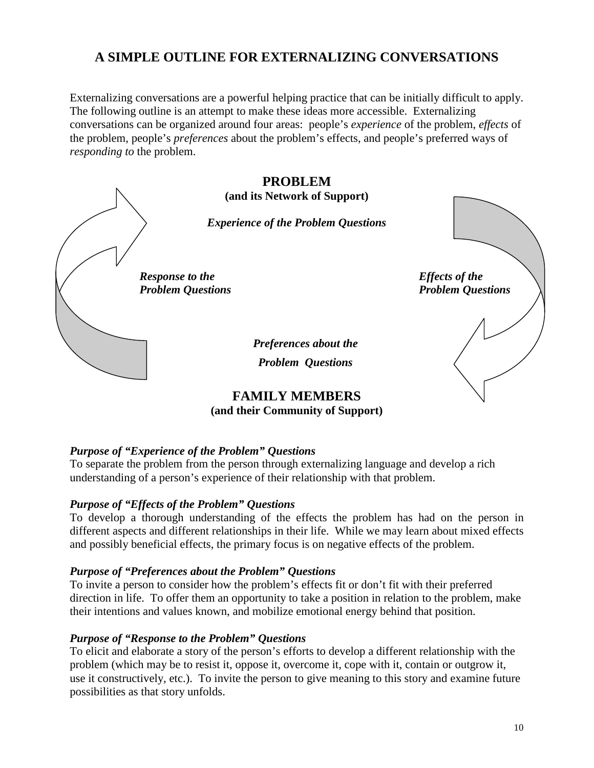# A SIMPLE OUTLINE FOR EXTERNALIZING CONVERSATIONS

Externalizing conversations are a powerful helping practice that can be initially difficult to apply. The following outline is an attempt to make these ideas more accessible. Externalizing conversations can be organized around four areas: people's *experience* of the problem, *effects* of the problem, people's *preferences* about the problem's effects, and people's preferred ways of *responding to* the problem.

**PROBLEM**
**(and its Network of Support)**

***Experience of the Problem Questions***

***Response to the Problem Questions***

***Effects of the Problem Questions***

***Preferences about the Problem Questions***

**FAMILY MEMBERS**
**(and their Community of Support)**

***Purpose of "Experience of the Problem" Questions***
To separate the problem from the person through externalizing language and develop a rich understanding of a person's experience of their relationship with that problem.

***Purpose of "Effects of the Problem" Questions***
To develop a thorough understanding of the effects the problem has had on the person in different aspects and different relationships in their life. While we may learn about mixed effects and possibly beneficial effects, the primary focus is on negative effects of the problem.

***Purpose of "Preferences about the Problem" Questions***
To invite a person to consider how the problem's effects fit or don't fit with their preferred direction in life. To offer them an opportunity to take a position in relation to the problem, make their intentions and values known, and mobilize emotional energy behind that position.

***Purpose of "Response to the Problem" Questions***
To elicit and elaborate a story of the person's efforts to develop a different relationship with the problem (which may be to resist it, oppose it, overcome it, cope with it, contain or outgrow it, use it constructively, etc.). To invite the person to give meaning to this story and examine future possibilities as that story unfolds.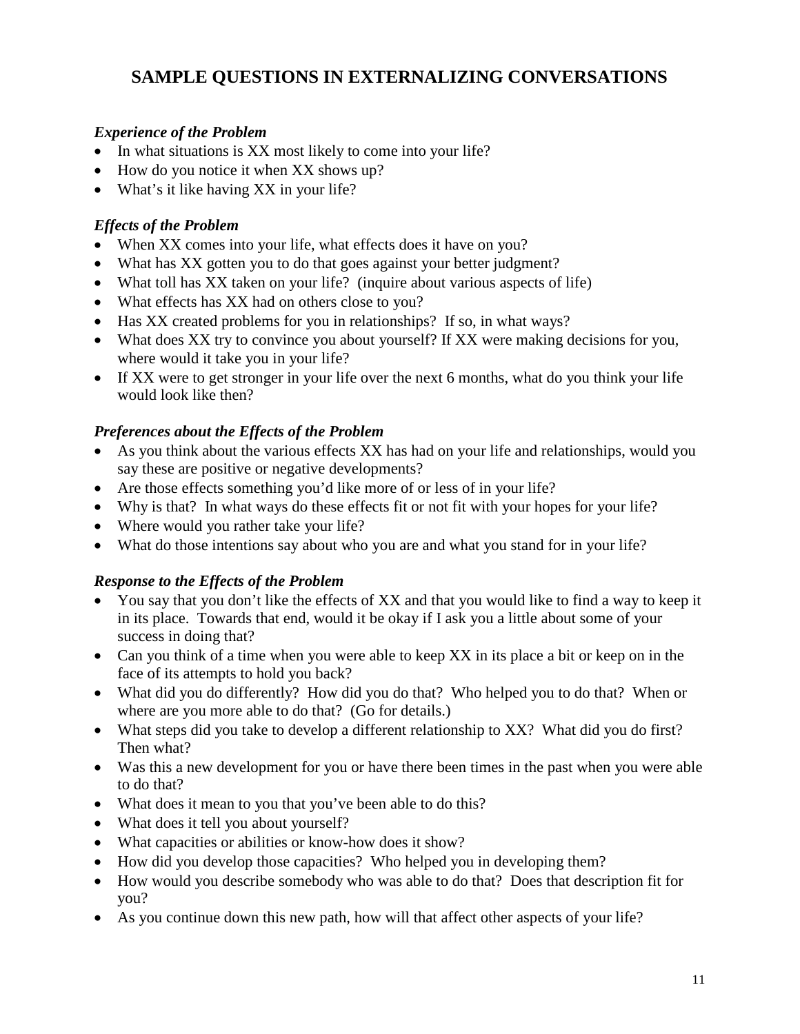# SAMPLE QUESTIONS IN EXTERNALIZING CONVERSATIONS

### *Experience of the Problem*

- In what situations is XX most likely to come into your life?
- How do you notice it when XX shows up?
- What's it like having XX in your life?

### *Effects of the Problem*

- When XX comes into your life, what effects does it have on you?
- What has XX gotten you to do that goes against your better judgment?
- What toll has XX taken on your life? (inquire about various aspects of life)
- What effects has XX had on others close to you?
- Has XX created problems for you in relationships? If so, in what ways?
- What does XX try to convince you about yourself? If XX were making decisions for you, where would it take you in your life?
- If XX were to get stronger in your life over the next 6 months, what do you think your life would look like then?

### *Preferences about the Effects of the Problem*

- As you think about the various effects XX has had on your life and relationships, would you say these are positive or negative developments?
- Are those effects something you'd like more of or less of in your life?
- Why is that? In what ways do these effects fit or not fit with your hopes for your life?
- Where would you rather take your life?
- What do those intentions say about who you are and what you stand for in your life?

### *Response to the Effects of the Problem*

- You say that you don't like the effects of XX and that you would like to find a way to keep it in its place. Towards that end, would it be okay if I ask you a little about some of your success in doing that?
- Can you think of a time when you were able to keep XX in its place a bit or keep on in the face of its attempts to hold you back?
- What did you do differently? How did you do that? Who helped you to do that? When or where are you more able to do that? (Go for details.)
- What steps did you take to develop a different relationship to XX? What did you do first? Then what?
- Was this a new development for you or have there been times in the past when you were able to do that?
- What does it mean to you that you've been able to do this?
- What does it tell you about yourself?
- What capacities or abilities or know-how does it show?
- How did you develop those capacities? Who helped you in developing them?
- How would you describe somebody who was able to do that? Does that description fit for you?
- As you continue down this new path, how will that affect other aspects of your life?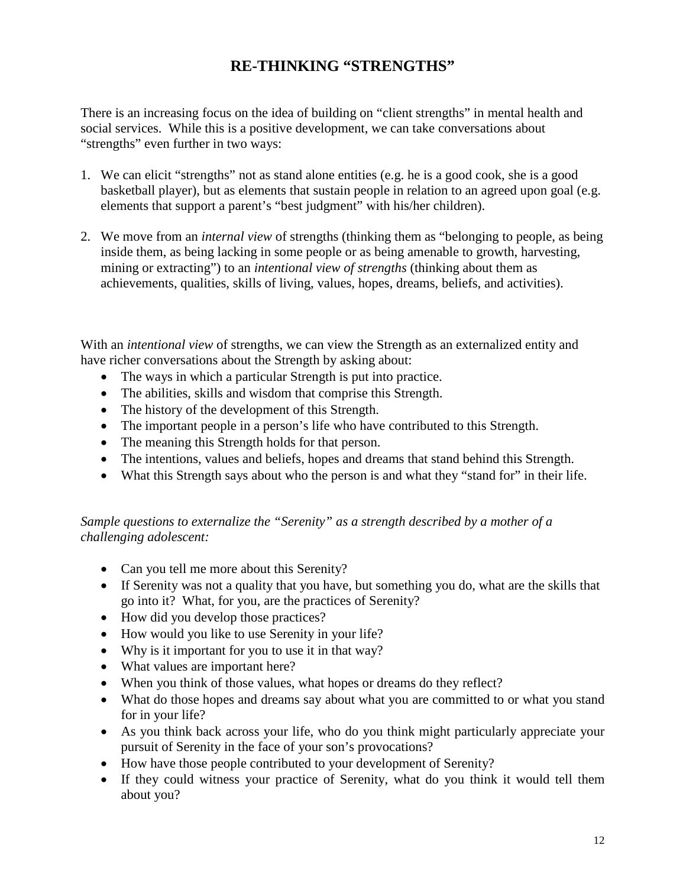# RE-THINKING "STRENGTHS"

There is an increasing focus on the idea of building on "client strengths" in mental health and social services. While this is a positive development, we can take conversations about "strengths" even further in two ways:

1. We can elicit "strengths" not as stand alone entities (e.g. he is a good cook, she is a good basketball player), but as elements that sustain people in relation to an agreed upon goal (e.g. elements that support a parent's "best judgment" with his/her children).

2. We move from an *internal view* of strengths (thinking them as "belonging to people, as being inside them, as being lacking in some people or as being amenable to growth, harvesting, mining or extracting") to an *intentional view of strengths* (thinking about them as achievements, qualities, skills of living, values, hopes, dreams, beliefs, and activities).

With an *intentional view* of strengths, we can view the Strength as an externalized entity and have richer conversations about the Strength by asking about:

- The ways in which a particular Strength is put into practice.
- The abilities, skills and wisdom that comprise this Strength.
- The history of the development of this Strength.
- The important people in a person's life who have contributed to this Strength.
- The meaning this Strength holds for that person.
- The intentions, values and beliefs, hopes and dreams that stand behind this Strength.
- What this Strength says about who the person is and what they "stand for" in their life.

*Sample questions to externalize the "Serenity" as a strength described by a mother of a challenging adolescent:*

- Can you tell me more about this Serenity?
- If Serenity was not a quality that you have, but something you do, what are the skills that go into it? What, for you, are the practices of Serenity?
- How did you develop those practices?
- How would you like to use Serenity in your life?
- Why is it important for you to use it in that way?
- What values are important here?
- When you think of those values, what hopes or dreams do they reflect?
- What do those hopes and dreams say about what you are committed to or what you stand for in your life?
- As you think back across your life, who do you think might particularly appreciate your pursuit of Serenity in the face of your son's provocations?
- How have those people contributed to your development of Serenity?
- If they could witness your practice of Serenity, what do you think it would tell them about you?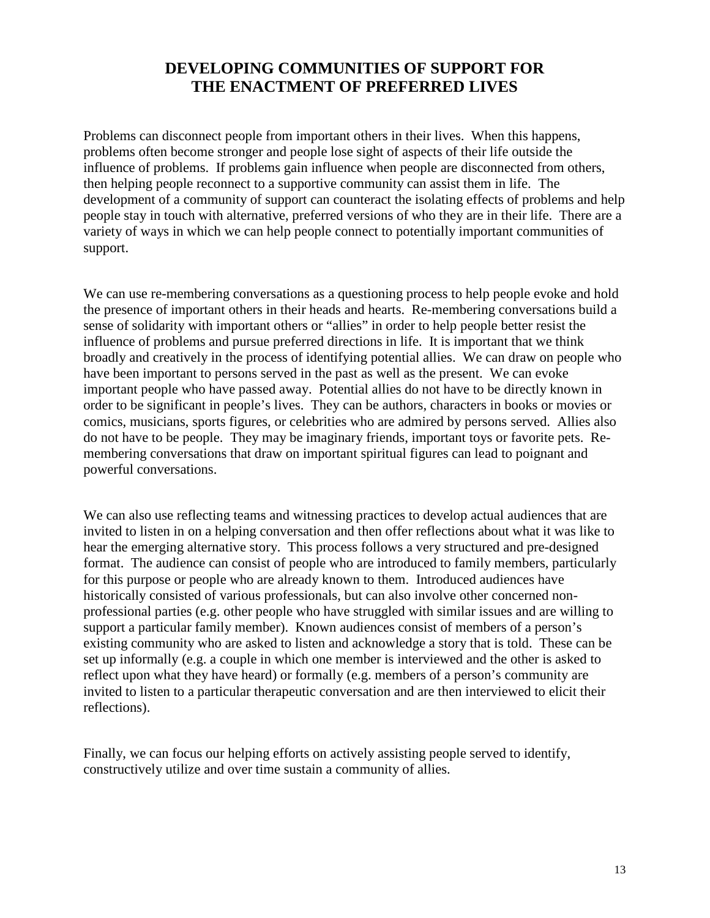# DEVELOPING COMMUNITIES OF SUPPORT FOR THE ENACTMENT OF PREFERRED LIVES

Problems can disconnect people from important others in their lives. When this happens, problems often become stronger and people lose sight of aspects of their life outside the influence of problems. If problems gain influence when people are disconnected from others, then helping people reconnect to a supportive community can assist them in life. The development of a community of support can counteract the isolating effects of problems and help people stay in touch with alternative, preferred versions of who they are in their life. There are a variety of ways in which we can help people connect to potentially important communities of support.

We can use re-membering conversations as a questioning process to help people evoke and hold the presence of important others in their heads and hearts. Re-membering conversations build a sense of solidarity with important others or "allies" in order to help people better resist the influence of problems and pursue preferred directions in life. It is important that we think broadly and creatively in the process of identifying potential allies. We can draw on people who have been important to persons served in the past as well as the present. We can evoke important people who have passed away. Potential allies do not have to be directly known in order to be significant in people's lives. They can be authors, characters in books or movies or comics, musicians, sports figures, or celebrities who are admired by persons served. Allies also do not have to be people. They may be imaginary friends, important toys or favorite pets. Re-membering conversations that draw on important spiritual figures can lead to poignant and powerful conversations.

We can also use reflecting teams and witnessing practices to develop actual audiences that are invited to listen in on a helping conversation and then offer reflections about what it was like to hear the emerging alternative story. This process follows a very structured and pre-designed format. The audience can consist of people who are introduced to family members, particularly for this purpose or people who are already known to them. Introduced audiences have historically consisted of various professionals, but can also involve other concerned non-professional parties (e.g. other people who have struggled with similar issues and are willing to support a particular family member). Known audiences consist of members of a person's existing community who are asked to listen and acknowledge a story that is told. These can be set up informally (e.g. a couple in which one member is interviewed and the other is asked to reflect upon what they have heard) or formally (e.g. members of a person's community are invited to listen to a particular therapeutic conversation and are then interviewed to elicit their reflections).

Finally, we can focus our helping efforts on actively assisting people served to identify, constructively utilize and over time sustain a community of allies.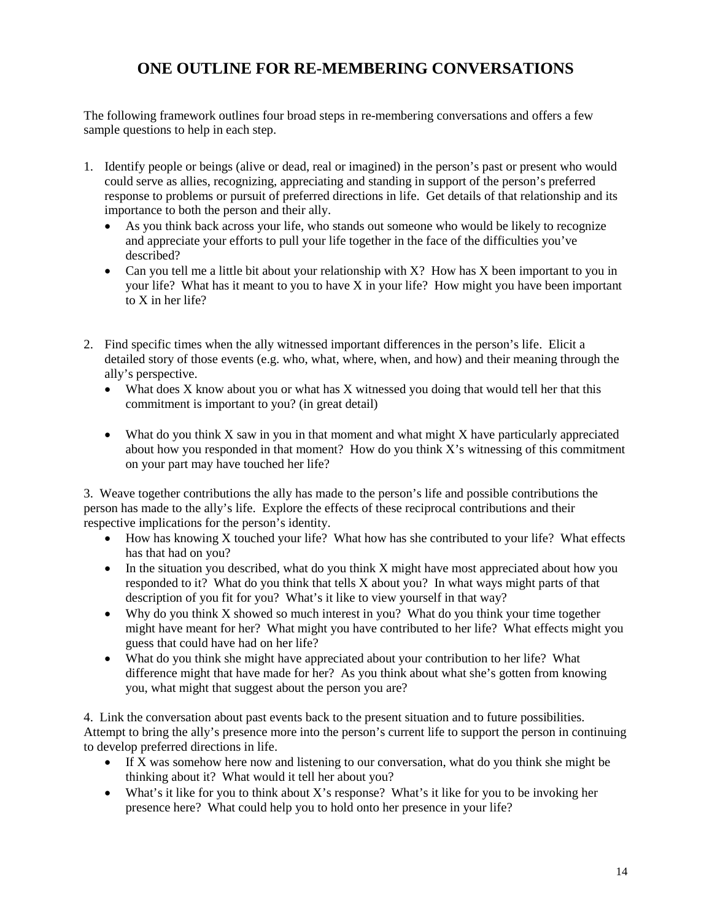# ONE OUTLINE FOR RE-MEMBERING CONVERSATIONS

The following framework outlines four broad steps in re-membering conversations and offers a few sample questions to help in each step.

1. Identify people or beings (alive or dead, real or imagined) in the person's past or present who would could serve as allies, recognizing, appreciating and standing in support of the person's preferred response to problems or pursuit of preferred directions in life. Get details of that relationship and its importance to both the person and their ally.
   - As you think back across your life, who stands out someone who would be likely to recognize and appreciate your efforts to pull your life together in the face of the difficulties you've described?
   - Can you tell me a little bit about your relationship with X? How has X been important to you in your life? What has it meant to you to have X in your life? How might you have been important to X in her life?

2. Find specific times when the ally witnessed important differences in the person's life. Elicit a detailed story of those events (e.g. who, what, where, when, and how) and their meaning through the ally's perspective.
   - What does X know about you or what has X witnessed you doing that would tell her that this commitment is important to you? (in great detail)
   - What do you think X saw in you in that moment and what might X have particularly appreciated about how you responded in that moment? How do you think X's witnessing of this commitment on your part may have touched her life?

3. Weave together contributions the ally has made to the person's life and possible contributions the person has made to the ally's life. Explore the effects of these reciprocal contributions and their respective implications for the person's identity.
   - How has knowing X touched your life? What how has she contributed to your life? What effects has that had on you?
   - In the situation you described, what do you think X might have most appreciated about how you responded to it? What do you think that tells X about you? In what ways might parts of that description of you fit for you? What's it like to view yourself in that way?
   - Why do you think X showed so much interest in you? What do you think your time together might have meant for her? What might you have contributed to her life? What effects might you guess that could have had on her life?
   - What do you think she might have appreciated about your contribution to her life? What difference might that have made for her? As you think about what she's gotten from knowing you, what might that suggest about the person you are?

4. Link the conversation about past events back to the present situation and to future possibilities. Attempt to bring the ally's presence more into the person's current life to support the person in continuing to develop preferred directions in life.
   - If X was somehow here now and listening to our conversation, what do you think she might be thinking about it? What would it tell her about you?
   - What's it like for you to think about X's response? What's it like for you to be invoking her presence here? What could help you to hold onto her presence in your life?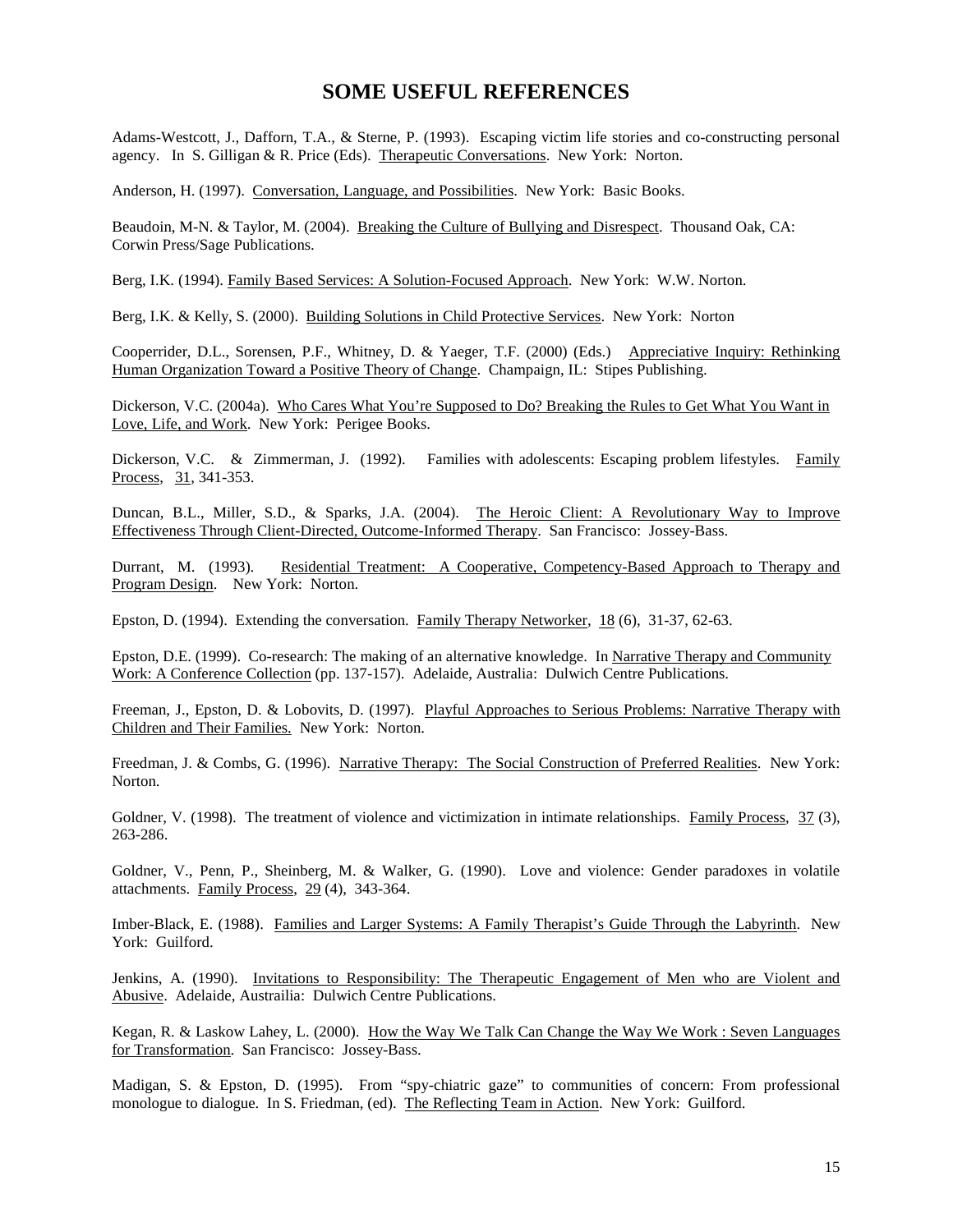# SOME USEFUL REFERENCES

Adams-Westcott, J., Dafforn, T.A., & Sterne, P. (1993). Escaping victim life stories and co-constructing personal agency. In S. Gilligan & R. Price (Eds). Therapeutic Conversations. New York: Norton.

Anderson, H. (1997). Conversation, Language, and Possibilities. New York: Basic Books.

Beaudoin, M-N. & Taylor, M. (2004). Breaking the Culture of Bullying and Disrespect. Thousand Oak, CA: Corwin Press/Sage Publications.

Berg, I.K. (1994). Family Based Services: A Solution-Focused Approach. New York: W.W. Norton.

Berg, I.K. & Kelly, S. (2000). Building Solutions in Child Protective Services. New York: Norton

Cooperrider, D.L., Sorensen, P.F., Whitney, D. & Yaeger, T.F. (2000) (Eds.) Appreciative Inquiry: Rethinking Human Organization Toward a Positive Theory of Change. Champaign, IL: Stipes Publishing.

Dickerson, V.C. (2004a). Who Cares What You're Supposed to Do? Breaking the Rules to Get What You Want in Love, Life, and Work. New York: Perigee Books.

Dickerson, V.C. & Zimmerman, J. (1992). Families with adolescents: Escaping problem lifestyles. Family Process, 31, 341-353.

Duncan, B.L., Miller, S.D., & Sparks, J.A. (2004). The Heroic Client: A Revolutionary Way to Improve Effectiveness Through Client-Directed, Outcome-Informed Therapy. San Francisco: Jossey-Bass.

Durrant, M. (1993). Residential Treatment: A Cooperative, Competency-Based Approach to Therapy and Program Design. New York: Norton.

Epston, D. (1994). Extending the conversation. Family Therapy Networker, 18 (6), 31-37, 62-63.

Epston, D.E. (1999). Co-research: The making of an alternative knowledge. In Narrative Therapy and Community Work: A Conference Collection (pp. 137-157). Adelaide, Australia: Dulwich Centre Publications.

Freeman, J., Epston, D. & Lobovits, D. (1997). Playful Approaches to Serious Problems: Narrative Therapy with Children and Their Families. New York: Norton.

Freedman, J. & Combs, G. (1996). Narrative Therapy: The Social Construction of Preferred Realities. New York: Norton.

Goldner, V. (1998). The treatment of violence and victimization in intimate relationships. Family Process, 37 (3), 263-286.

Goldner, V., Penn, P., Sheinberg, M. & Walker, G. (1990). Love and violence: Gender paradoxes in volatile attachments. Family Process, 29 (4), 343-364.

Imber-Black, E. (1988). Families and Larger Systems: A Family Therapist's Guide Through the Labyrinth. New York: Guilford.

Jenkins, A. (1990). Invitations to Responsibility: The Therapeutic Engagement of Men who are Violent and Abusive. Adelaide, Austrailia: Dulwich Centre Publications.

Kegan, R. & Laskow Lahey, L. (2000). How the Way We Talk Can Change the Way We Work : Seven Languages for Transformation. San Francisco: Jossey-Bass.

Madigan, S. & Epston, D. (1995). From "spy-chiatric gaze" to communities of concern: From professional monologue to dialogue. In S. Friedman, (ed). The Reflecting Team in Action. New York: Guilford.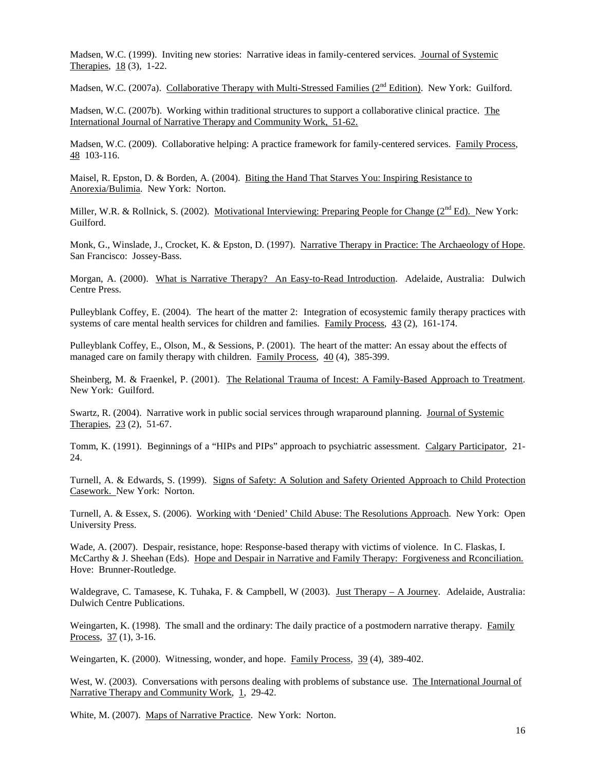Madsen, W.C. (1999). Inviting new stories: Narrative ideas in family-centered services. Journal of Systemic Therapies, 18 (3), 1-22.

Madsen, W.C. (2007a). Collaborative Therapy with Multi-Stressed Families (2nd Edition). New York: Guilford.

Madsen, W.C. (2007b). Working within traditional structures to support a collaborative clinical practice. The International Journal of Narrative Therapy and Community Work, 51-62.

Madsen, W.C. (2009). Collaborative helping: A practice framework for family-centered services. Family Process, 48 103-116.

Maisel, R. Epston, D. & Borden, A. (2004). Biting the Hand That Starves You: Inspiring Resistance to Anorexia/Bulimia. New York: Norton.

Miller, W.R. & Rollnick, S. (2002). Motivational Interviewing: Preparing People for Change (2nd Ed). New York: Guilford.

Monk, G., Winslade, J., Crocket, K. & Epston, D. (1997). Narrative Therapy in Practice: The Archaeology of Hope. San Francisco: Jossey-Bass.

Morgan, A. (2000). What is Narrative Therapy? An Easy-to-Read Introduction. Adelaide, Australia: Dulwich Centre Press.

Pulleyblank Coffey, E. (2004). The heart of the matter 2: Integration of ecosystemic family therapy practices with systems of care mental health services for children and families. Family Process, 43 (2), 161-174.

Pulleyblank Coffey, E., Olson, M., & Sessions, P. (2001). The heart of the matter: An essay about the effects of managed care on family therapy with children. Family Process, 40 (4), 385-399.

Sheinberg, M. & Fraenkel, P. (2001). The Relational Trauma of Incest: A Family-Based Approach to Treatment. New York: Guilford.

Swartz, R. (2004). Narrative work in public social services through wraparound planning. Journal of Systemic Therapies, 23 (2), 51-67.

Tomm, K. (1991). Beginnings of a "HIPs and PIPs" approach to psychiatric assessment. Calgary Participator, 21-24.

Turnell, A. & Edwards, S. (1999). Signs of Safety: A Solution and Safety Oriented Approach to Child Protection Casework. New York: Norton.

Turnell, A. & Essex, S. (2006). Working with 'Denied' Child Abuse: The Resolutions Approach. New York: Open University Press.

Wade, A. (2007). Despair, resistance, hope: Response-based therapy with victims of violence. In C. Flaskas, I. McCarthy & J. Sheehan (Eds). Hope and Despair in Narrative and Family Therapy: Forgiveness and Rconciliation. Hove: Brunner-Routledge.

Waldegrave, C. Tamasese, K. Tuhaka, F. & Campbell, W (2003). Just Therapy – A Journey. Adelaide, Australia: Dulwich Centre Publications.

Weingarten, K. (1998). The small and the ordinary: The daily practice of a postmodern narrative therapy. Family Process, 37 (1), 3-16.

Weingarten, K. (2000). Witnessing, wonder, and hope. Family Process, 39 (4), 389-402.

West, W. (2003). Conversations with persons dealing with problems of substance use. The International Journal of Narrative Therapy and Community Work, 1, 29-42.

White, M. (2007). Maps of Narrative Practice. New York: Norton.